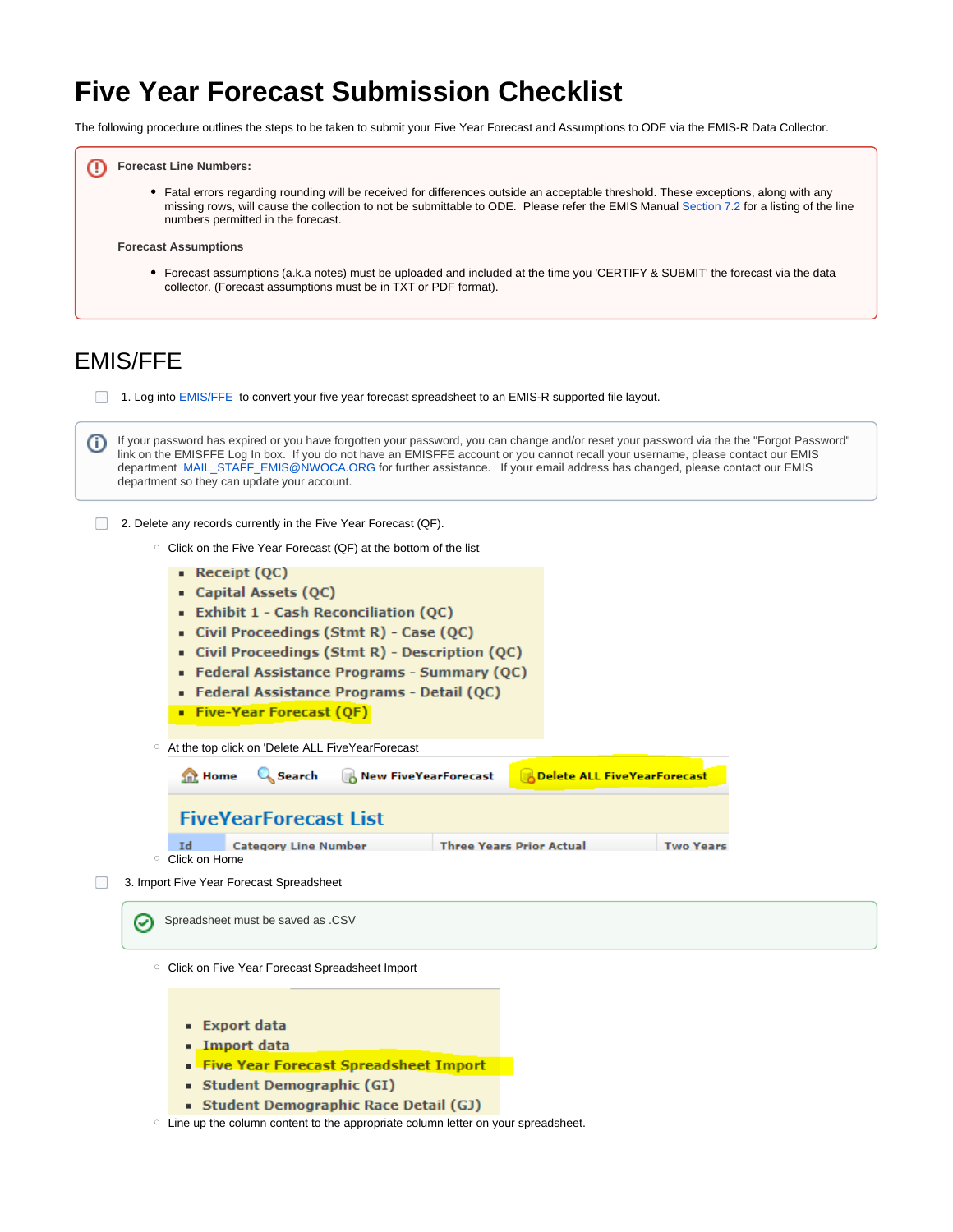# Five Year Forecast Submission Checklist

The following procedure outlines the steps to be taken to submit your Five Year Forecast and Assumptions to ODE via the EMIS-R Data Collector.

**Forecast Line Numbers:**

- Fatal errors regarding rounding will be received for differences outside an acceptable threshold. These exceptions, along with any missing rows, will cause the collection to not be submittable to ODE. Please refer the EMIS Manual Section 7.2 for a listing of the line numbers permitted in the forecast.

**Forecast Assumptions**

- Forecast assumptions (a.k.a notes) must be uploaded and included at the time you 'CERTIFY & SUBMIT' the forecast via the data collector. (Forecast assumptions must be in TXT or PDF format).

## EMIS/FFE

- [ ] 1. Log into EMIS/FFE to convert your five year forecast spreadsheet to an EMIS-R supported file layout.

If your password has expired or you have forgotten your password, you can change and/or reset your password via the the "Forgot Password" link on the EMISFFE Log In box. If you do not have an EMISFFE account or you cannot recall your username, please contact our EMIS department MAIL_STAFF_EMIS@NWOCA.ORG for further assistance. If your email address has changed, please contact our EMIS department so they can update your account.

- [ ] 2. Delete any records currently in the Five Year Forecast (QF).
  - Click on the Five Year Forecast (QF) at the bottom of the list
    - Receipt (QC)
    - Capital Assets (QC)
    - Exhibit 1 - Cash Reconciliation (QC)
    - Civil Proceedings (Stmt R) - Case (QC)
    - Civil Proceedings (Stmt R) - Description (QC)
    - Federal Assistance Programs - Summary (QC)
    - Federal Assistance Programs - Detail (QC)
    - Five-Year Forecast (QF)
  - At the top click on 'Delete ALL FiveYearForecast

    Home | Search | New FiveYearForecast | Delete ALL FiveYearForecast

    **FiveYearForecast List**

    | Id | Category Line Number | Three Years Prior Actual | Two Years |
    |---|---|---|---|

  - Click on Home
- [ ] 3. Import Five Year Forecast Spreadsheet

Spreadsheet must be saved as .CSV

  - Click on Five Year Forecast Spreadsheet Import
    - Export data
    - Import data
    - Five Year Forecast Spreadsheet Import
    - Student Demographic (GI)
    - Student Demographic Race Detail (GJ)
  - Line up the column content to the appropriate column letter on your spreadsheet.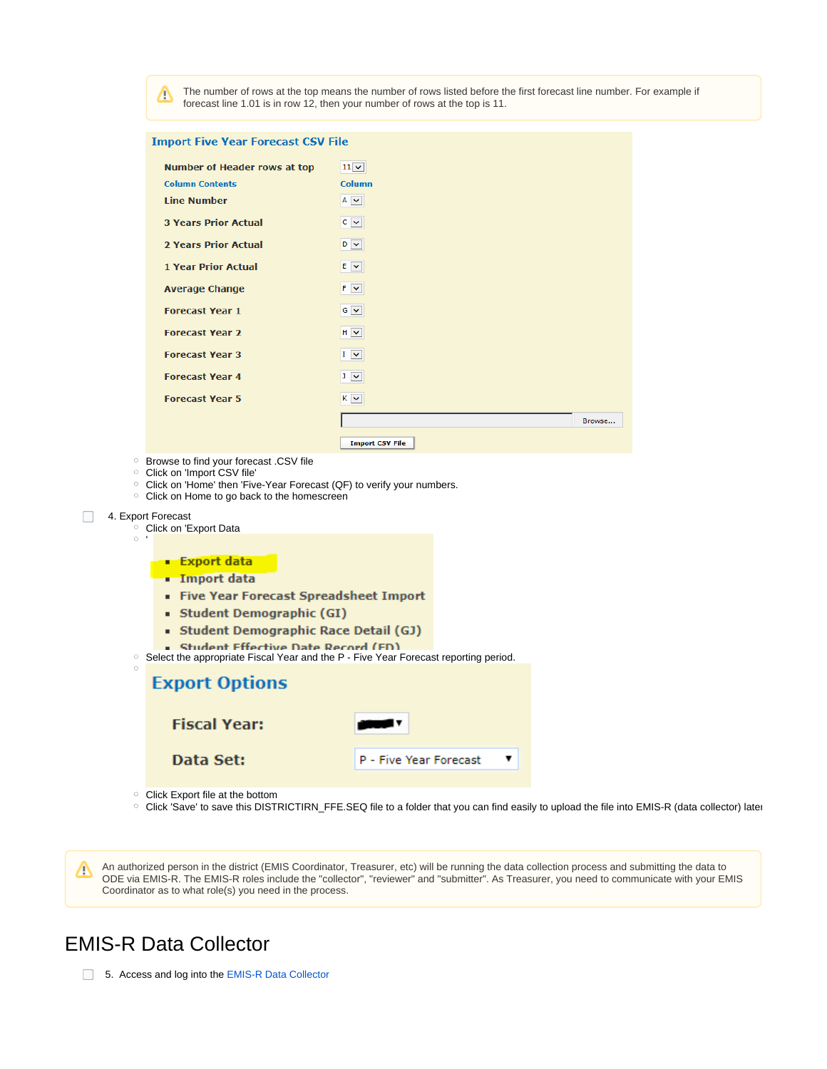> ⚠ The number of rows at the top means the number of rows listed before the first forecast line number. For example if forecast line 1.01 is in row 12, then your number of rows at the top is 11.

**Import Five Year Forecast CSV File**

| Number of Header rows at top | 11 |
|---|---|
| **Column Contents** | **Column** |
| Line Number | A |
| 3 Years Prior Actual | C |
| 2 Years Prior Actual | D |
| 1 Year Prior Actual | E |
| Average Change | F |
| Forecast Year 1 | G |
| Forecast Year 2 | H |
| Forecast Year 3 | I |
| Forecast Year 4 | J |
| Forecast Year 5 | K |

Browse...

Import CSV File

- Browse to find your forecast .CSV file
- Click on 'Import CSV file'
- Click on 'Home' then 'Five-Year Forecast (QF) to verify your numbers.
- Click on Home to go back to the homescreen

4. Export Forecast
   - Click on 'Export Data
   - '
     - Export data
     - Import data
     - Five Year Forecast Spreadsheet Import
     - Student Demographic (GI)
     - Student Demographic Race Detail (GJ)
     - Student Effective Date Record (FD)
   - Select the appropriate Fiscal Year and the P - Five Year Forecast reporting period.
   - **Export Options**

     | Fiscal Year: | |
     |---|---|
     | Data Set: | P - Five Year Forecast |

   - Click Export file at the bottom
   - Click 'Save' to save this DISTRICTIRN_FFE.SEQ file to a folder that you can find easily to upload the file into EMIS-R (data collector) later

> ⚠ An authorized person in the district (EMIS Coordinator, Treasurer, etc) will be running the data collection process and submitting the data to ODE via EMIS-R. The EMIS-R roles include the "collector", "reviewer" and "submitter". As Treasurer, you need to communicate with your EMIS Coordinator as to what role(s) you need in the process.

# EMIS-R Data Collector

5. Access and log into the EMIS-R Data Collector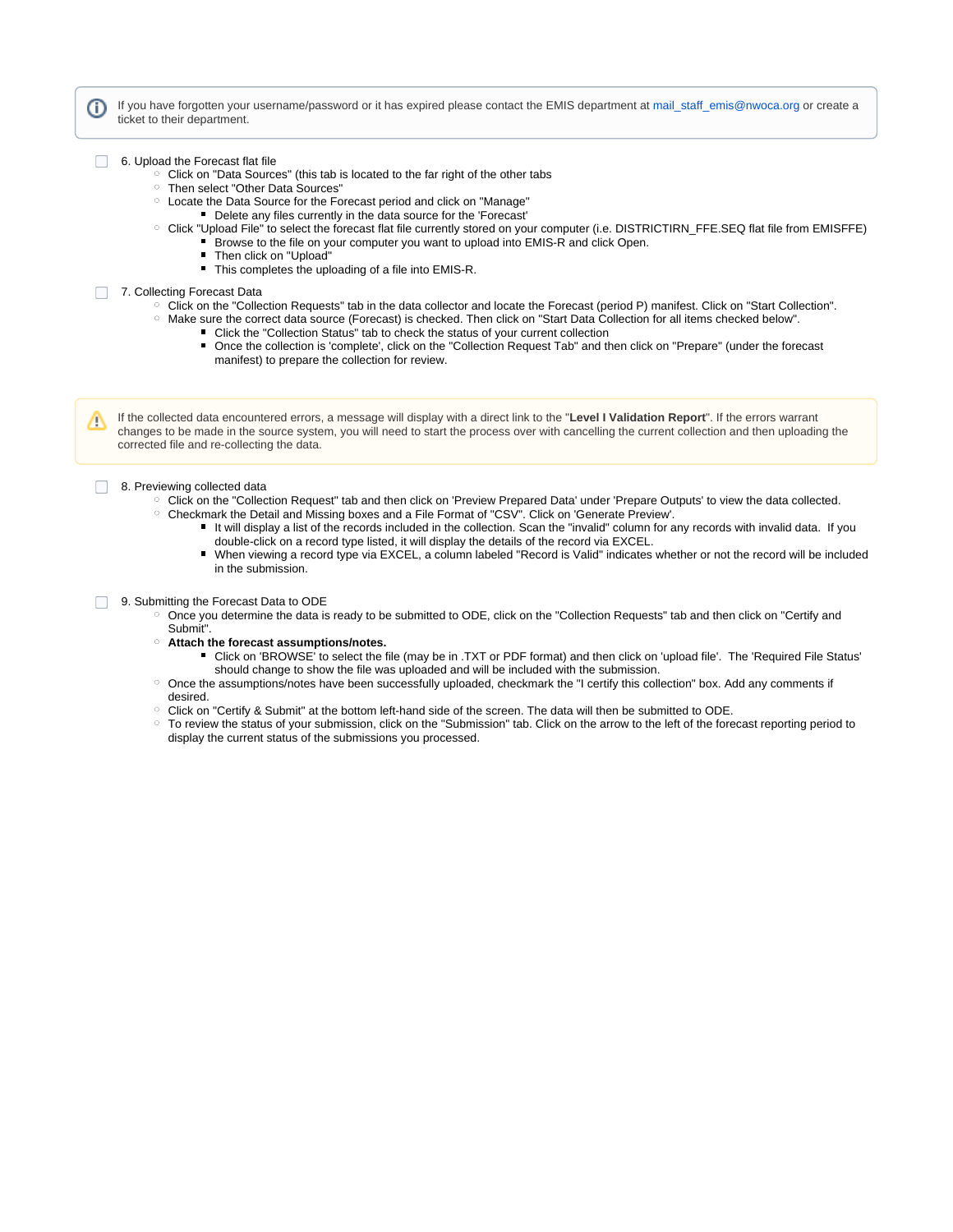> ⓘ If you have forgotten your username/password or it has expired please contact the EMIS department at mail_staff_emis@nwoca.org or create a ticket to their department.

- [ ] 6. Upload the Forecast flat file
    - Click on "Data Sources" (this tab is located to the far right of the other tabs
    - Then select "Other Data Sources"
    - Locate the Data Source for the Forecast period and click on "Manage"
        - Delete any files currently in the data source for the 'Forecast'
    - Click "Upload File" to select the forecast flat file currently stored on your computer (i.e. DISTRICTIRN_FFE.SEQ flat file from EMISFFE)
        - Browse to the file on your computer you want to upload into EMIS-R and click Open.
        - Then click on "Upload"
        - This completes the uploading of a file into EMIS-R.

- [ ] 7. Collecting Forecast Data
    - Click on the "Collection Requests" tab in the data collector and locate the Forecast (period P) manifest. Click on "Start Collection".
    - Make sure the correct data source (Forecast) is checked. Then click on "Start Data Collection for all items checked below".
        - Click the "Collection Status" tab to check the status of your current collection
        - Once the collection is 'complete', click on the "Collection Request Tab" and then click on "Prepare" (under the forecast manifest) to prepare the collection for review.

> ⚠ If the collected data encountered errors, a message will display with a direct link to the "**Level I Validation Report**". If the errors warrant changes to be made in the source system, you will need to start the process over with cancelling the current collection and then uploading the corrected file and re-collecting the data.

- [ ] 8. Previewing collected data
    - Click on the "Collection Request" tab and then click on 'Preview Prepared Data' under 'Prepare Outputs' to view the data collected.
    - Checkmark the Detail and Missing boxes and a File Format of "CSV". Click on 'Generate Preview'.
        - It will display a list of the records included in the collection. Scan the "invalid" column for any records with invalid data. If you double-click on a record type listed, it will display the details of the record via EXCEL.
        - When viewing a record type via EXCEL, a column labeled "Record is Valid" indicates whether or not the record will be included in the submission.

- [ ] 9. Submitting the Forecast Data to ODE
    - Once you determine the data is ready to be submitted to ODE, click on the "Collection Requests" tab and then click on "Certify and Submit".
    - **Attach the forecast assumptions/notes.**
        - Click on 'BROWSE' to select the file (may be in .TXT or PDF format) and then click on 'upload file'. The 'Required File Status' should change to show the file was uploaded and will be included with the submission.
    - Once the assumptions/notes have been successfully uploaded, checkmark the "I certify this collection" box. Add any comments if desired.
    - Click on "Certify & Submit" at the bottom left-hand side of the screen. The data will then be submitted to ODE.
    - To review the status of your submission, click on the "Submission" tab. Click on the arrow to the left of the forecast reporting period to display the current status of the submissions you processed.